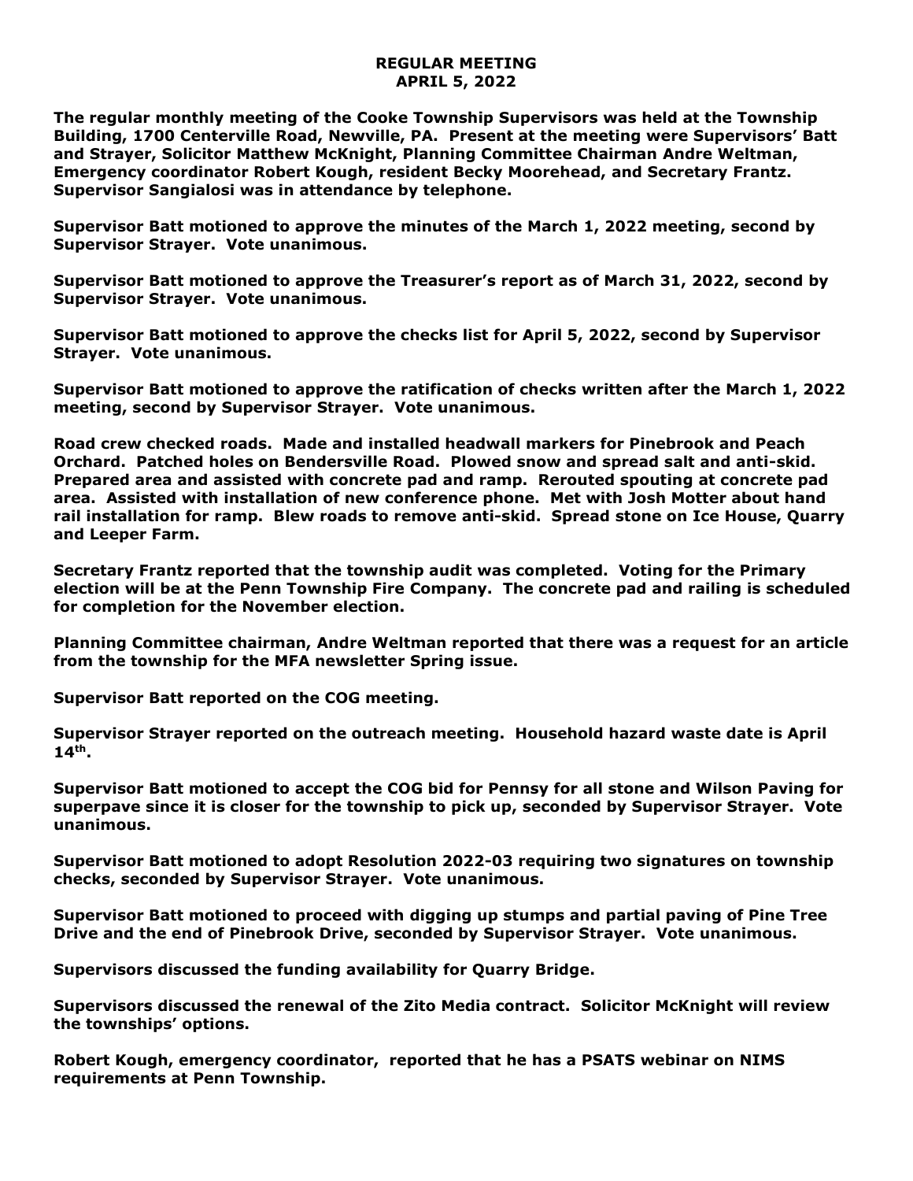# REGULAR MEETING
# APRIL 5, 2022

**The regular monthly meeting of the Cooke Township Supervisors was held at the Township Building, 1700 Centerville Road, Newville, PA. Present at the meeting were Supervisors' Batt and Strayer, Solicitor Matthew McKnight, Planning Committee Chairman Andre Weltman, Emergency coordinator Robert Kough, resident Becky Moorehead, and Secretary Frantz. Supervisor Sangialosi was in attendance by telephone.**

**Supervisor Batt motioned to approve the minutes of the March 1, 2022 meeting, second by Supervisor Strayer. Vote unanimous.**

**Supervisor Batt motioned to approve the Treasurer's report as of March 31, 2022, second by Supervisor Strayer. Vote unanimous.**

**Supervisor Batt motioned to approve the checks list for April 5, 2022, second by Supervisor Strayer. Vote unanimous.**

**Supervisor Batt motioned to approve the ratification of checks written after the March 1, 2022 meeting, second by Supervisor Strayer. Vote unanimous.**

**Road crew checked roads. Made and installed headwall markers for Pinebrook and Peach Orchard. Patched holes on Bendersville Road. Plowed snow and spread salt and anti-skid. Prepared area and assisted with concrete pad and ramp. Rerouted spouting at concrete pad area. Assisted with installation of new conference phone. Met with Josh Motter about hand rail installation for ramp. Blew roads to remove anti-skid. Spread stone on Ice House, Quarry and Leeper Farm.**

**Secretary Frantz reported that the township audit was completed. Voting for the Primary election will be at the Penn Township Fire Company. The concrete pad and railing is scheduled for completion for the November election.**

**Planning Committee chairman, Andre Weltman reported that there was a request for an article from the township for the MFA newsletter Spring issue.**

**Supervisor Batt reported on the COG meeting.**

**Supervisor Strayer reported on the outreach meeting. Household hazard waste date is April 14th.**

**Supervisor Batt motioned to accept the COG bid for Pennsy for all stone and Wilson Paving for superpave since it is closer for the township to pick up, seconded by Supervisor Strayer. Vote unanimous.**

**Supervisor Batt motioned to adopt Resolution 2022-03 requiring two signatures on township checks, seconded by Supervisor Strayer. Vote unanimous.**

**Supervisor Batt motioned to proceed with digging up stumps and partial paving of Pine Tree Drive and the end of Pinebrook Drive, seconded by Supervisor Strayer. Vote unanimous.**

**Supervisors discussed the funding availability for Quarry Bridge.**

**Supervisors discussed the renewal of the Zito Media contract. Solicitor McKnight will review the townships' options.**

**Robert Kough, emergency coordinator, reported that he has a PSATS webinar on NIMS requirements at Penn Township.**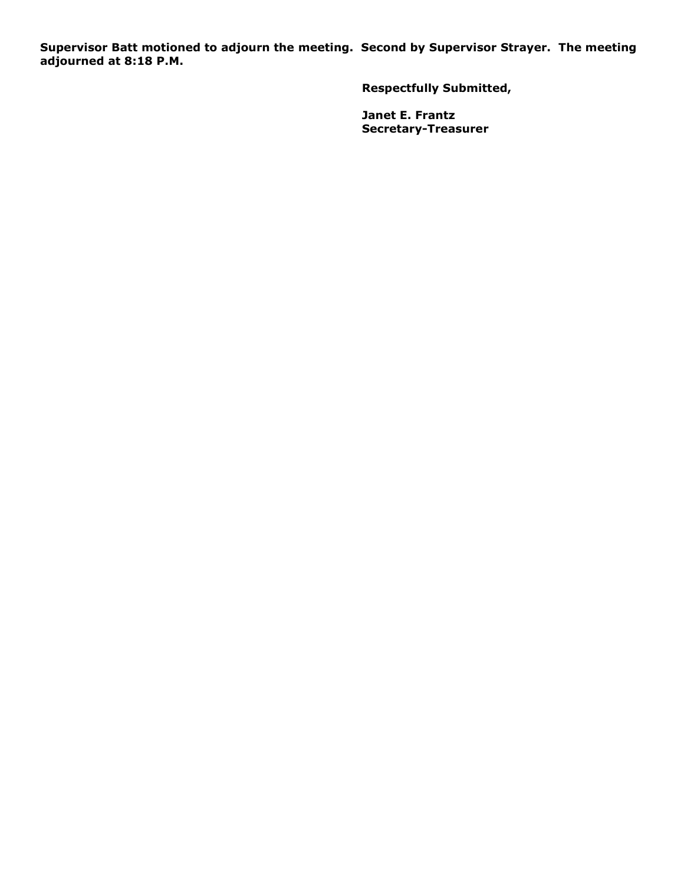**Supervisor Batt motioned to adjourn the meeting. Second by Supervisor Strayer. The meeting adjourned at 8:18 P.M.**

**Respectfully Submitted,**

**Janet E. Frantz**
**Secretary-Treasurer**